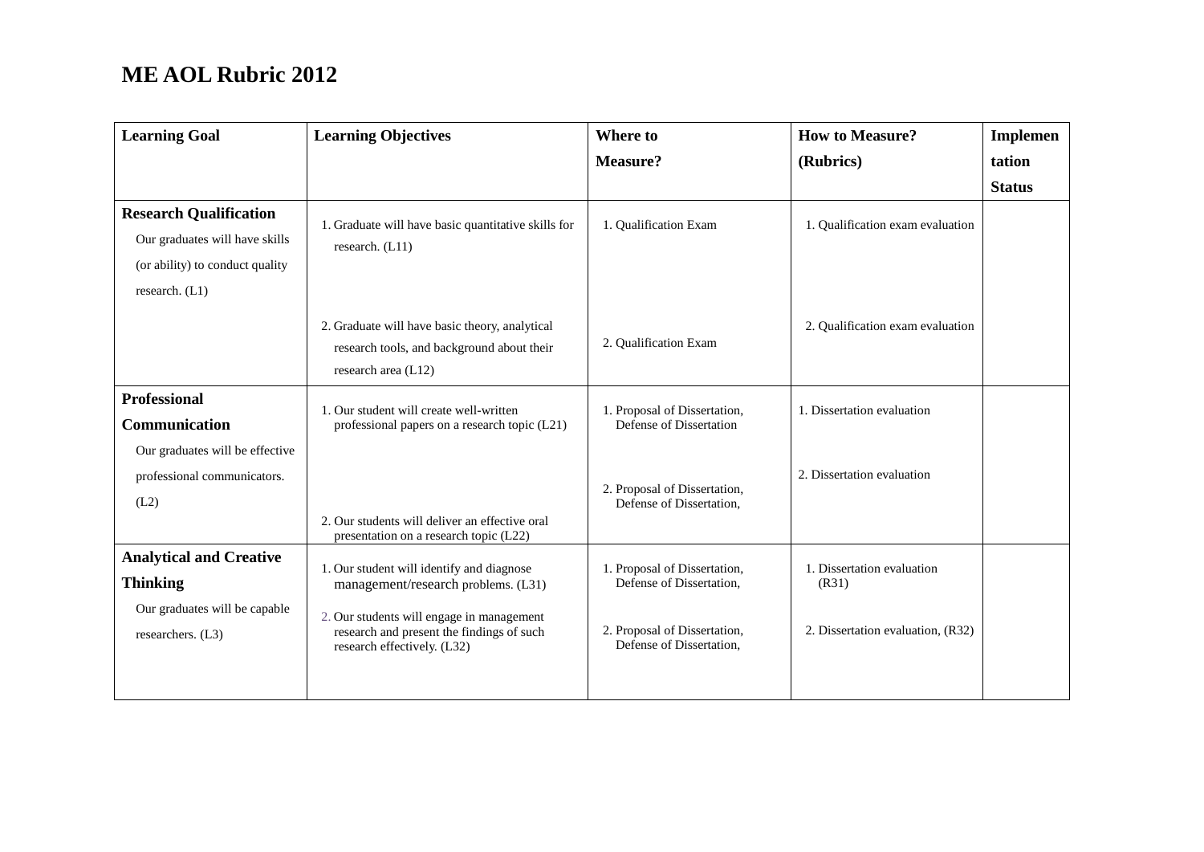# ME AOL Rubric 2012

| Learning Goal | Learning Objectives | Where to Measure? | How to Measure? (Rubrics) | Implementation Status |
|---|---|---|---|---|
| **Research Qualification** Our graduates will have skills (or ability) to conduct quality research. (L1) | 1. Graduate will have basic quantitative skills for research. (L11) | 1. Qualification Exam | 1. Qualification exam evaluation | |
| | 2. Graduate will have basic theory, analytical research tools, and background about their research area (L12) | 2. Qualification Exam | 2. Qualification exam evaluation | |
| **Professional Communication** Our graduates will be effective professional communicators. (L2) | 1. Our student will create well-written professional papers on a research topic (L21) | 1. Proposal of Dissertation, Defense of Dissertation | 1. Dissertation evaluation | |
| | 2. Our students will deliver an effective oral presentation on a research topic (L22) | 2. Proposal of Dissertation, Defense of Dissertation, | 2. Dissertation evaluation | |
| **Analytical and Creative Thinking** Our graduates will be capable researchers. (L3) | 1. Our student will identify and diagnose management/research problems. (L31) | 1. Proposal of Dissertation, Defense of Dissertation, | 1. Dissertation evaluation (R31) | |
| | 2. Our students will engage in management research and present the findings of such research effectively. (L32) | 2. Proposal of Dissertation, Defense of Dissertation, | 2. Dissertation evaluation, (R32) | |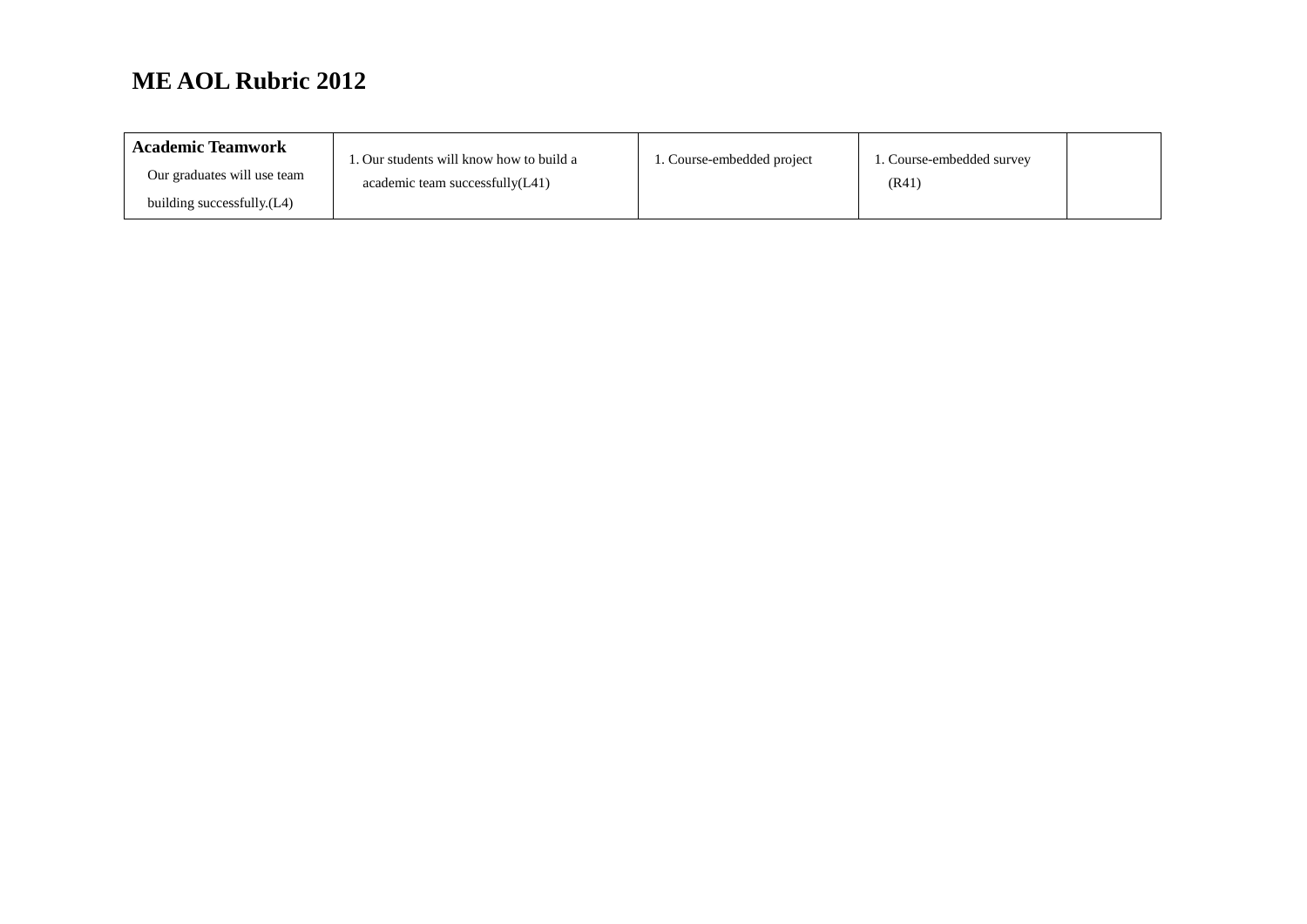# ME AOL Rubric 2012

| **Academic Teamwork** Our graduates will use team building successfully.(L4) | 1. Our students will know how to build a academic team successfully(L41) | 1. Course-embedded project | 1. Course-embedded survey (R41) | |
|---|---|---|---|---|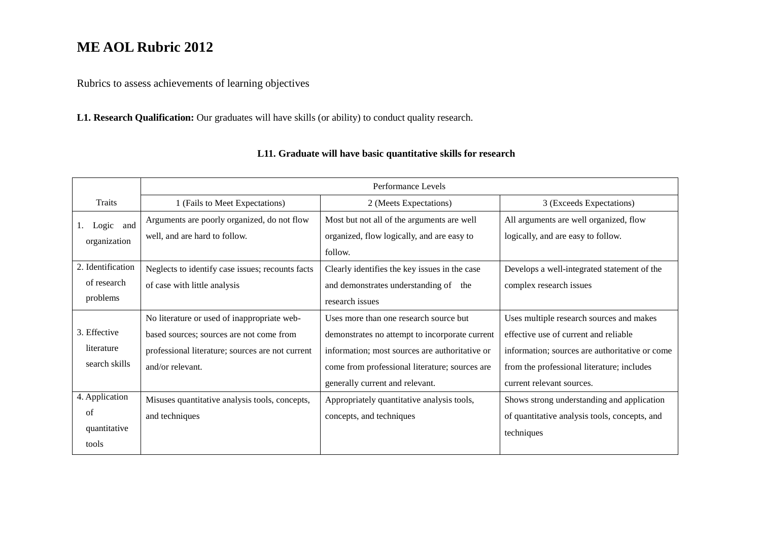# ME AOL Rubric 2012

Rubrics to assess achievements of learning objectives

**L1. Research Qualification:** Our graduates will have skills (or ability) to conduct quality research.

**L11. Graduate will have basic quantitative skills for research**

| Traits | Performance Levels | | |
|---|---|---|---|
| | 1 (Fails to Meet Expectations) | 2 (Meets Expectations) | 3 (Exceeds Expectations) |
| 1. Logic and organization | Arguments are poorly organized, do not flow well, and are hard to follow. | Most but not all of the arguments are well organized, flow logically, and are easy to follow. | All arguments are well organized, flow logically, and are easy to follow. |
| 2. Identification of research problems | Neglects to identify case issues; recounts facts of case with little analysis | Clearly identifies the key issues in the case and demonstrates understanding of the research issues | Develops a well-integrated statement of the complex research issues |
| 3. Effective literature search skills | No literature or used of inappropriate web-based sources; sources are not come from professional literature; sources are not current and/or relevant. | Uses more than one research source but demonstrates no attempt to incorporate current information; most sources are authoritative or come from professional literature; sources are generally current and relevant. | Uses multiple research sources and makes effective use of current and reliable information; sources are authoritative or come from the professional literature; includes current relevant sources. |
| 4. Application of quantitative tools | Misuses quantitative analysis tools, concepts, and techniques | Appropriately quantitative analysis tools, concepts, and techniques | Shows strong understanding and application of quantitative analysis tools, concepts, and techniques |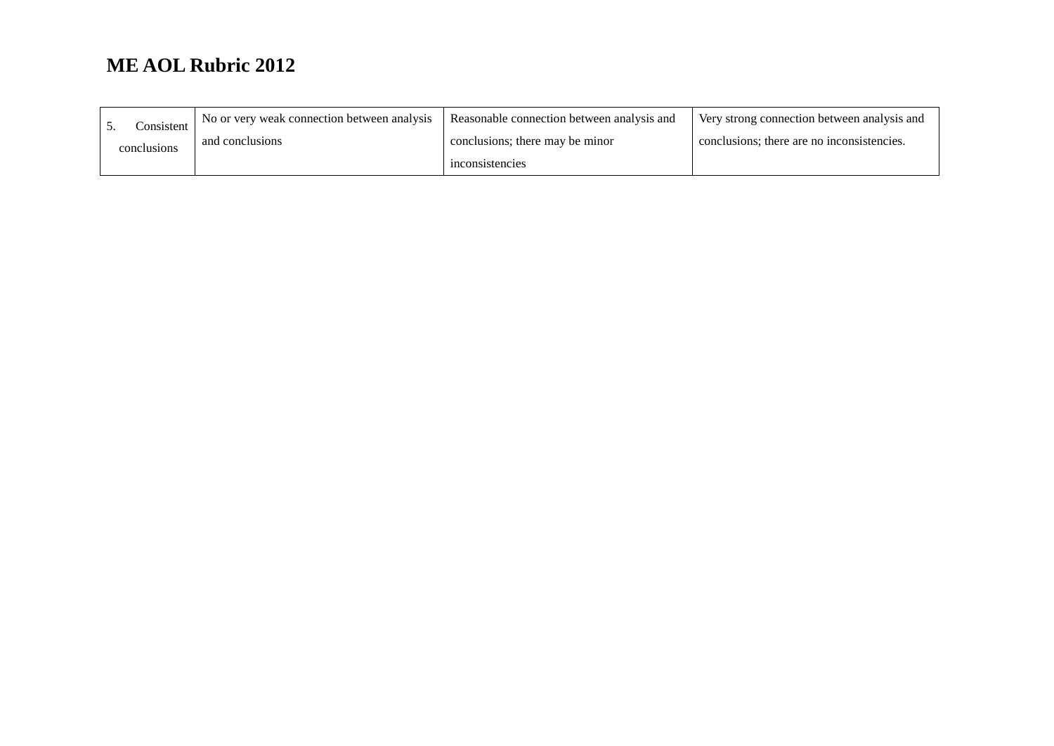**ME AOL Rubric 2012**

| 5. Consistent conclusions | No or very weak connection between analysis and conclusions | Reasonable connection between analysis and conclusions; there may be minor inconsistencies | Very strong connection between analysis and conclusions; there are no inconsistencies. |
|---|---|---|---|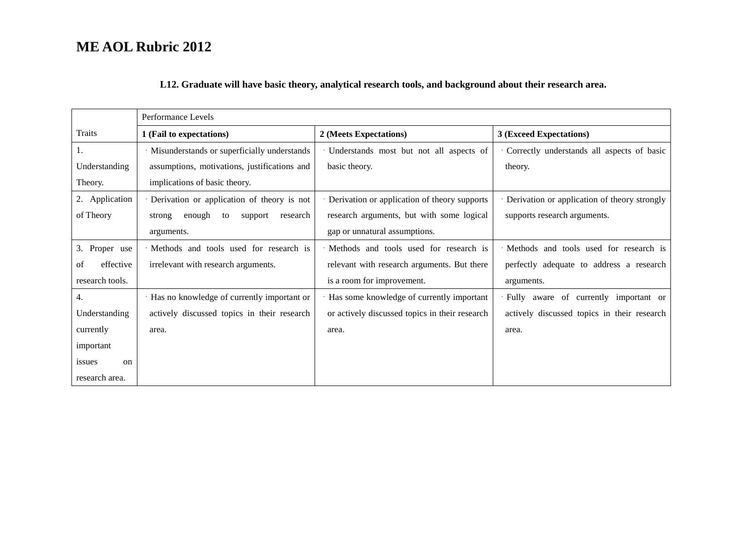# ME AOL Rubric 2012

**L12. Graduate will have basic theory, analytical research tools, and background about their research area.**

| Traits | Performance Levels | | |
|---|---|---|---|
| | **1 (Fail to expectations)** | **2 (Meets Expectations)** | **3 (Exceed Expectations)** |
| 1. Understanding Theory. | · Misunderstands or superficially understands assumptions, motivations, justifications and implications of basic theory. | · Understands most but not all aspects of basic theory. | · Correctly understands all aspects of basic theory. |
| 2. Application of Theory | · Derivation or application of theory is not strong enough to support research arguments. | · Derivation or application of theory supports research arguments, but with some logical gap or unnatural assumptions. | · Derivation or application of theory strongly supports research arguments. |
| 3. Proper use of effective research tools. | · Methods and tools used for research is irrelevant with research arguments. | · Methods and tools used for research is relevant with research arguments. But there is a room for improvement. | · Methods and tools used for research is perfectly adequate to address a research arguments. |
| 4. Understanding currently important issues on research area. | · Has no knowledge of currently important or actively discussed topics in their research area. | · Has some knowledge of currently important or actively discussed topics in their research area. | · Fully aware of currently important or actively discussed topics in their research area. |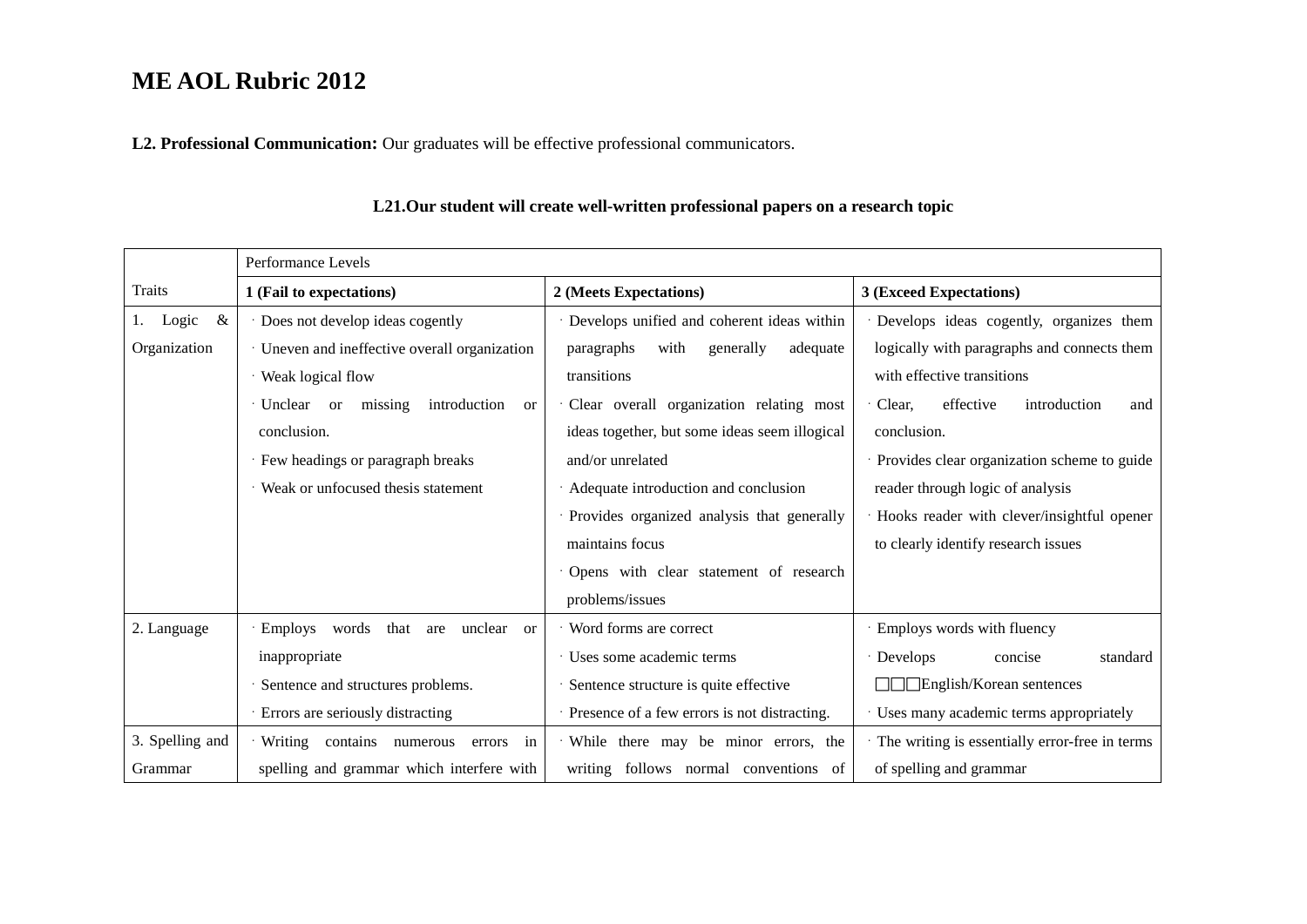# ME AOL Rubric 2012

**L2. Professional Communication:** Our graduates will be effective professional communicators.

**L21.Our student will create well-written professional papers on a research topic**

| Traits | Performance Levels | | |
|---|---|---|---|
| | **1 (Fail to expectations)** | **2 (Meets Expectations)** | **3 (Exceed Expectations)** |
| 1. Logic & Organization | · Does not develop ideas cogently<br>· Uneven and ineffective overall organization<br>· Weak logical flow<br>· Unclear or missing introduction or conclusion.<br>· Few headings or paragraph breaks<br>· Weak or unfocused thesis statement | · Develops unified and coherent ideas within paragraphs with generally adequate transitions<br>· Clear overall organization relating most ideas together, but some ideas seem illogical and/or unrelated<br>· Adequate introduction and conclusion<br>· Provides organized analysis that generally maintains focus<br>· Opens with clear statement of research problems/issues | · Develops ideas cogently, organizes them logically with paragraphs and connects them with effective transitions<br>· Clear, effective introduction and conclusion.<br>· Provides clear organization scheme to guide reader through logic of analysis<br>· Hooks reader with clever/insightful opener to clearly identify research issues |
| 2. Language | · Employs words that are unclear or inappropriate<br>· Sentence and structures problems.<br>· Errors are seriously distracting | · Word forms are correct<br>· Uses some academic terms<br>· Sentence structure is quite effective<br>· Presence of a few errors is not distracting. | · Employs words with fluency<br>· Develops concise standard □□□English/Korean sentences<br>· Uses many academic terms appropriately |
| 3. Spelling and Grammar | · Writing contains numerous errors in spelling and grammar which interfere with | · While there may be minor errors, the writing follows normal conventions of | · The writing is essentially error-free in terms of spelling and grammar |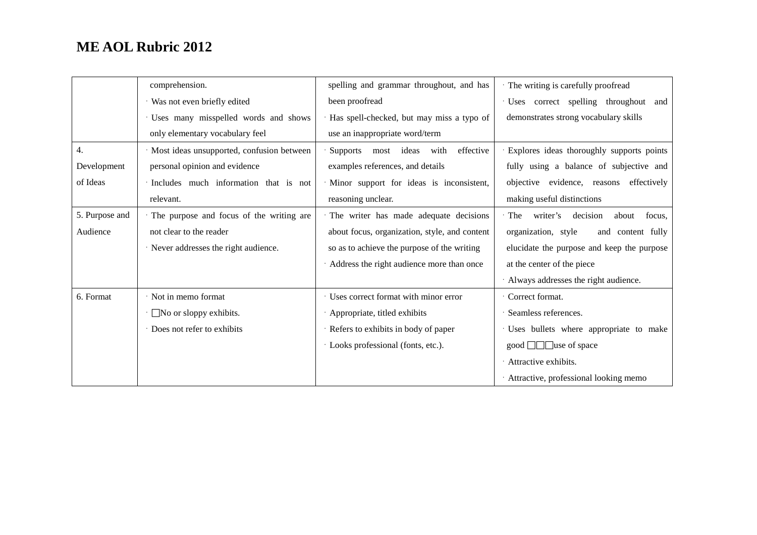# ME AOL Rubric 2012

| | | | |
|---|---|---|---|
| | comprehension.<br>· Was not even briefly edited<br>· Uses many misspelled words and shows only elementary vocabulary feel | spelling and grammar throughout, and has been proofread<br>· Has spell-checked, but may miss a typo of use an inappropriate word/term | · The writing is carefully proofread<br>· Uses correct spelling throughout and demonstrates strong vocabulary skills |
| 4. Development of Ideas | · Most ideas unsupported, confusion between personal opinion and evidence<br>· Includes much information that is not relevant. | · Supports most ideas with effective examples references, and details<br>· Minor support for ideas is inconsistent, reasoning unclear. | · Explores ideas thoroughly supports points fully using a balance of subjective and objective evidence, reasons effectively making useful distinctions |
| 5. Purpose and Audience | · The purpose and focus of the writing are not clear to the reader<br>· Never addresses the right audience. | · The writer has made adequate decisions about focus, organization, style, and content so as to achieve the purpose of the writing<br>· Address the right audience more than once | · The writer's decision about focus, organization, style and content fully elucidate the purpose and keep the purpose at the center of the piece<br>· Always addresses the right audience. |
| 6. Format | · Not in memo format<br>· □No or sloppy exhibits.<br>· Does not refer to exhibits | · Uses correct format with minor error<br>· Appropriate, titled exhibits<br>· Refers to exhibits in body of paper<br>· Looks professional (fonts, etc.). | · Correct format.<br>· Seamless references.<br>· Uses bullets where appropriate to make good □□□use of space<br>· Attractive exhibits.<br>· Attractive, professional looking memo |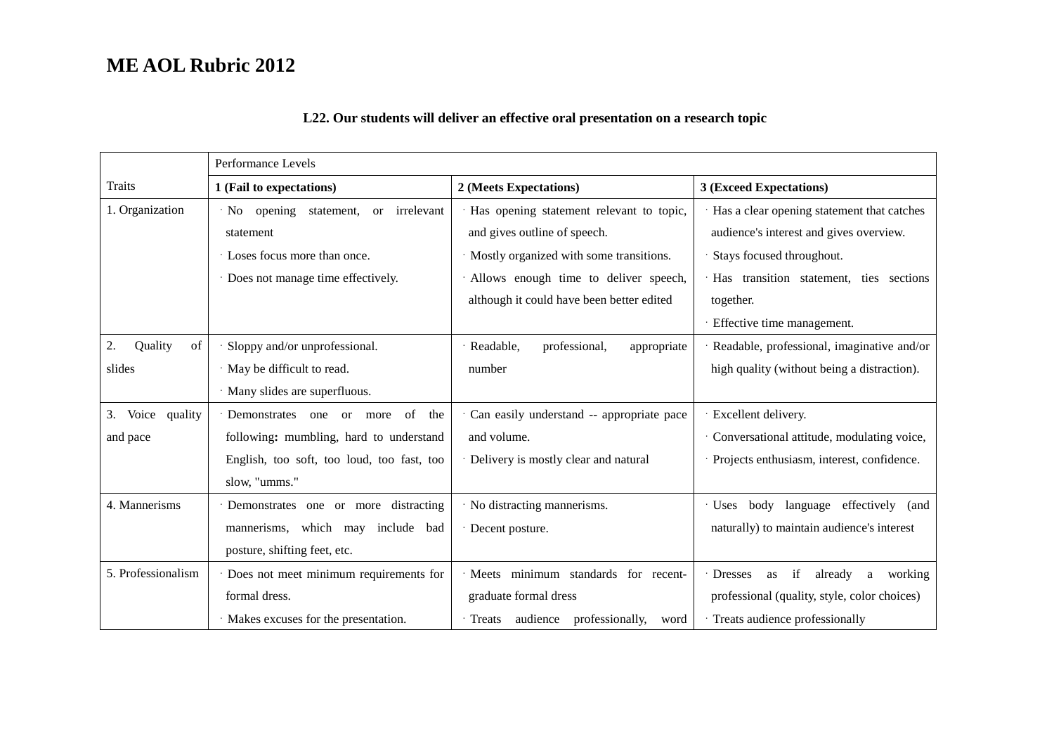# ME AOL Rubric 2012

**L22. Our students will deliver an effective oral presentation on a research topic**

| Traits | Performance Levels | | |
|---|---|---|---|
| | **1 (Fail to expectations)** | **2 (Meets Expectations)** | **3 (Exceed Expectations)** |
| 1. Organization | · No opening statement, or irrelevant statement<br>· Loses focus more than once.<br>· Does not manage time effectively. | · Has opening statement relevant to topic, and gives outline of speech.<br>· Mostly organized with some transitions.<br>· Allows enough time to deliver speech, although it could have been better edited | · Has a clear opening statement that catches audience's interest and gives overview.<br>· Stays focused throughout.<br>· Has transition statement, ties sections together.<br>· Effective time management. |
| 2. Quality of slides | · Sloppy and/or unprofessional.<br>· May be difficult to read.<br>· Many slides are superfluous. | · Readable, professional, appropriate number | · Readable, professional, imaginative and/or high quality (without being a distraction). |
| 3. Voice quality and pace | · Demonstrates one or more of the following**:** mumbling, hard to understand English, too soft, too loud, too fast, too slow, "umms." | · Can easily understand -- appropriate pace and volume.<br>· Delivery is mostly clear and natural | · Excellent delivery.<br>· Conversational attitude, modulating voice,<br>· Projects enthusiasm, interest, confidence. |
| 4. Mannerisms | · Demonstrates one or more distracting mannerisms, which may include bad posture, shifting feet, etc. | · No distracting mannerisms.<br>· Decent posture. | · Uses body language effectively (and naturally) to maintain audience's interest |
| 5. Professionalism | · Does not meet minimum requirements for formal dress.<br>· Makes excuses for the presentation. | · Meets minimum standards for recent-graduate formal dress<br>· Treats audience professionally, word | · Dresses as if already a working professional (quality, style, color choices)<br>· Treats audience professionally |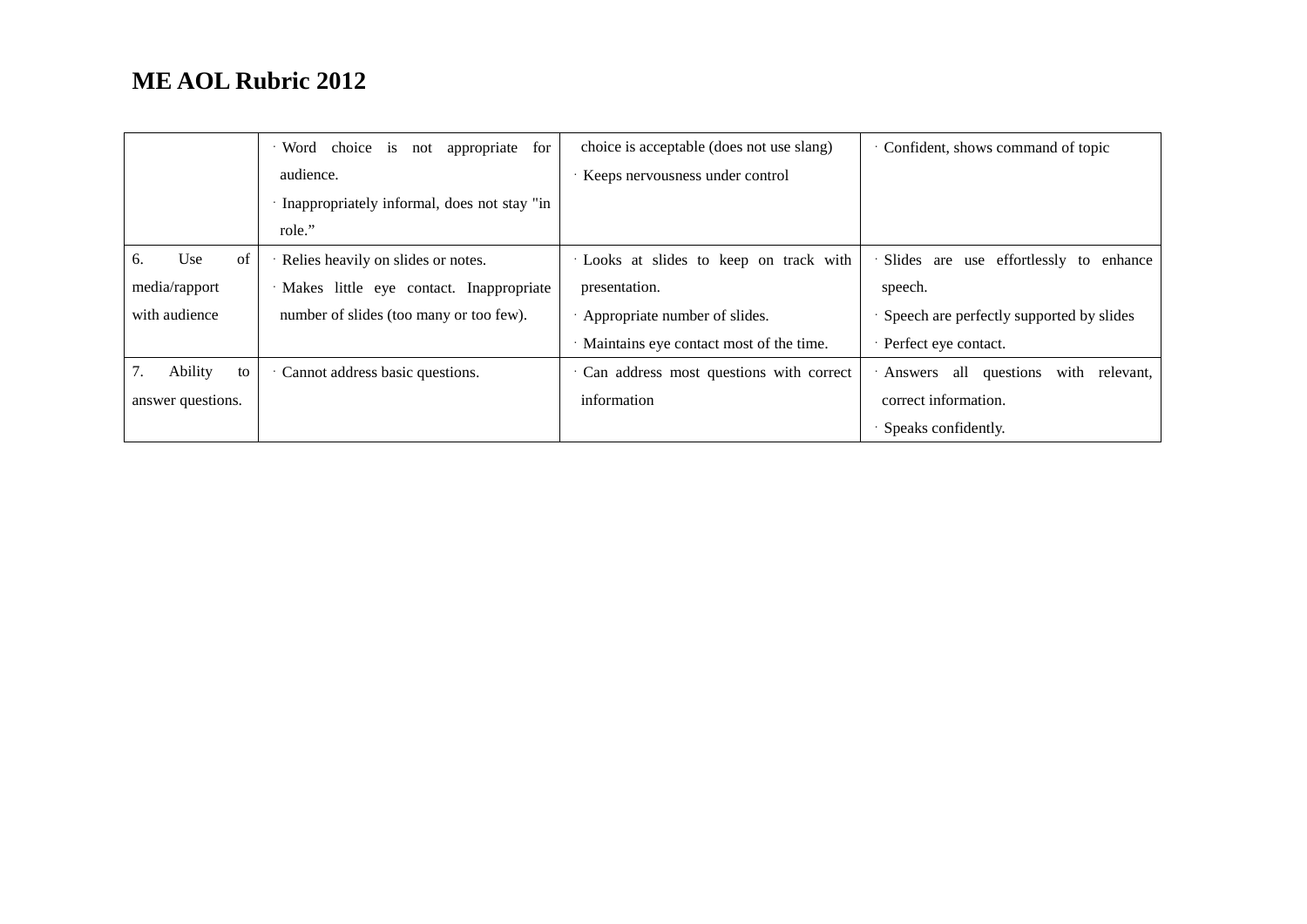## ME AOL Rubric 2012

| | | | |
|---|---|---|---|
| | · Word choice is not appropriate for audience.<br>· Inappropriately informal, does not stay "in role.” | choice is acceptable (does not use slang)<br>· Keeps nervousness under control | · Confident, shows command of topic |
| 6. Use of media/rapport with audience | · Relies heavily on slides or notes.<br>· Makes little eye contact. Inappropriate number of slides (too many or too few). | · Looks at slides to keep on track with presentation.<br>· Appropriate number of slides.<br>· Maintains eye contact most of the time. | · Slides are use effortlessly to enhance speech.<br>· Speech are perfectly supported by slides<br>· Perfect eye contact. |
| 7. Ability to answer questions. | · Cannot address basic questions. | · Can address most questions with correct information | · Answers all questions with relevant, correct information.<br>· Speaks confidently. |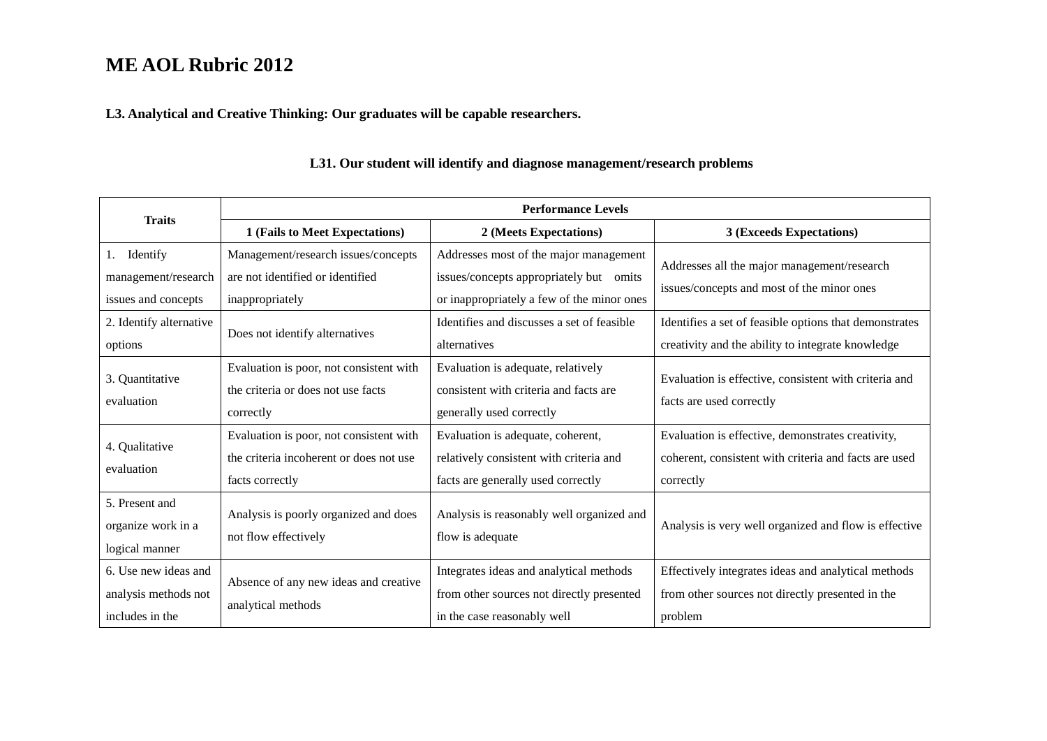# ME AOL Rubric 2012

### L3. Analytical and Creative Thinking: Our graduates will be capable researchers.

### L31. Our student will identify and diagnose management/research problems

| Traits | Performance Levels | | |
|---|---|---|---|
| | 1 (Fails to Meet Expectations) | 2 (Meets Expectations) | 3 (Exceeds Expectations) |
| 1. Identify management/research issues and concepts | Management/research issues/concepts are not identified or identified inappropriately | Addresses most of the major management issues/concepts appropriately but omits or inappropriately a few of the minor ones | Addresses all the major management/research issues/concepts and most of the minor ones |
| 2. Identify alternative options | Does not identify alternatives | Identifies and discusses a set of feasible alternatives | Identifies a set of feasible options that demonstrates creativity and the ability to integrate knowledge |
| 3. Quantitative evaluation | Evaluation is poor, not consistent with the criteria or does not use facts correctly | Evaluation is adequate, relatively consistent with criteria and facts are generally used correctly | Evaluation is effective, consistent with criteria and facts are used correctly |
| 4. Qualitative evaluation | Evaluation is poor, not consistent with the criteria incoherent or does not use facts correctly | Evaluation is adequate, coherent, relatively consistent with criteria and facts are generally used correctly | Evaluation is effective, demonstrates creativity, coherent, consistent with criteria and facts are used correctly |
| 5. Present and organize work in a logical manner | Analysis is poorly organized and does not flow effectively | Analysis is reasonably well organized and flow is adequate | Analysis is very well organized and flow is effective |
| 6. Use new ideas and analysis methods not includes in the | Absence of any new ideas and creative analytical methods | Integrates ideas and analytical methods from other sources not directly presented in the case reasonably well | Effectively integrates ideas and analytical methods from other sources not directly presented in the problem |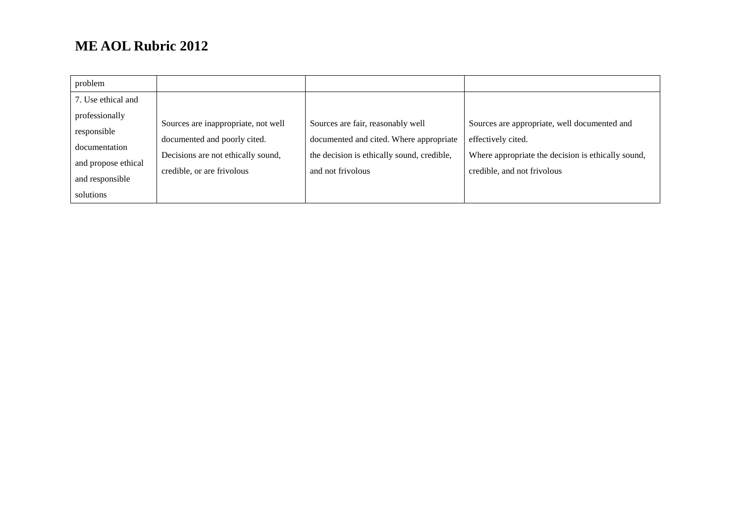# ME AOL Rubric 2012

| problem | | | |
|---|---|---|---|
| 7. Use ethical and professionally responsible documentation and propose ethical and responsible solutions | Sources are inappropriate, not well documented and poorly cited. Decisions are not ethically sound, credible, or are frivolous | Sources are fair, reasonably well documented and cited. Where appropriate the decision is ethically sound, credible, and not frivolous | Sources are appropriate, well documented and effectively cited. Where appropriate the decision is ethically sound, credible, and not frivolous |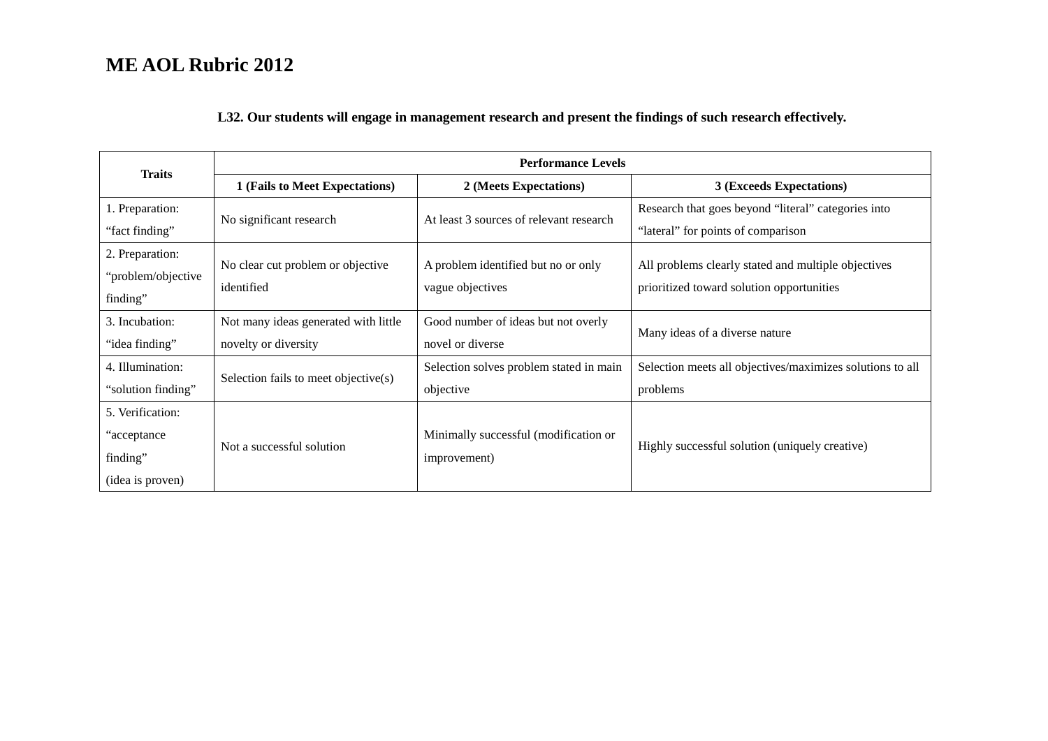# ME AOL Rubric 2012

**L32. Our students will engage in management research and present the findings of such research effectively.**

| Traits | Performance Levels | | |
|---|---|---|---|
| | **1 (Fails to Meet Expectations)** | **2 (Meets Expectations)** | **3 (Exceeds Expectations)** |
| 1. Preparation: "fact finding" | No significant research | At least 3 sources of relevant research | Research that goes beyond "literal" categories into "lateral" for points of comparison |
| 2. Preparation: "problem/objective finding" | No clear cut problem or objective identified | A problem identified but no or only vague objectives | All problems clearly stated and multiple objectives prioritized toward solution opportunities |
| 3. Incubation: "idea finding" | Not many ideas generated with little novelty or diversity | Good number of ideas but not overly novel or diverse | Many ideas of a diverse nature |
| 4. Illumination: "solution finding" | Selection fails to meet objective(s) | Selection solves problem stated in main objective | Selection meets all objectives/maximizes solutions to all problems |
| 5. Verification: "acceptance finding" (idea is proven) | Not a successful solution | Minimally successful (modification or improvement) | Highly successful solution (uniquely creative) |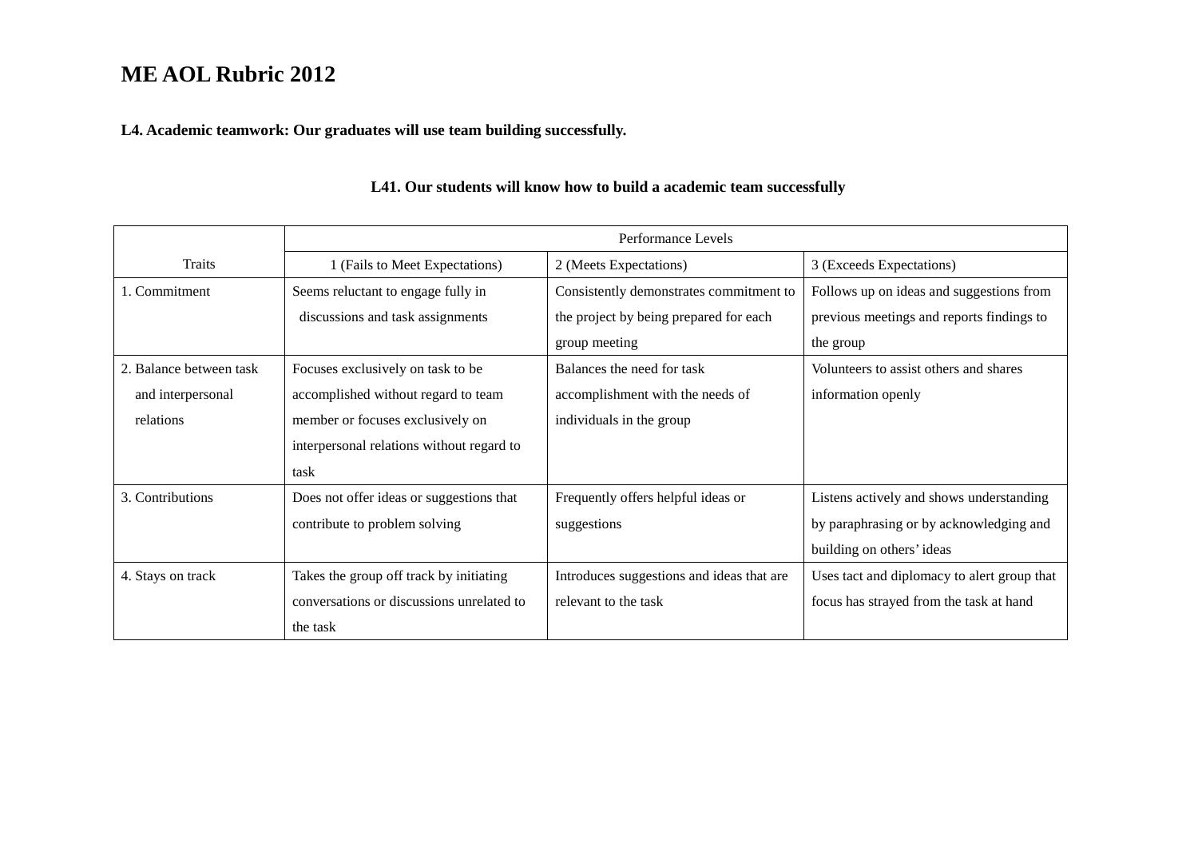# ME AOL Rubric 2012

**L4. Academic teamwork: Our graduates will use team building successfully.**

**L41. Our students will know how to build a academic team successfully**

| | Performance Levels | | |
|---|---|---|---|
| Traits | 1 (Fails to Meet Expectations) | 2 (Meets Expectations) | 3 (Exceeds Expectations) |
| 1. Commitment | Seems reluctant to engage fully in discussions and task assignments | Consistently demonstrates commitment to the project by being prepared for each group meeting | Follows up on ideas and suggestions from previous meetings and reports findings to the group |
| 2. Balance between task and interpersonal relations | Focuses exclusively on task to be accomplished without regard to team member or focuses exclusively on interpersonal relations without regard to task | Balances the need for task accomplishment with the needs of individuals in the group | Volunteers to assist others and shares information openly |
| 3. Contributions | Does not offer ideas or suggestions that contribute to problem solving | Frequently offers helpful ideas or suggestions | Listens actively and shows understanding by paraphrasing or by acknowledging and building on others' ideas |
| 4. Stays on track | Takes the group off track by initiating conversations or discussions unrelated to the task | Introduces suggestions and ideas that are relevant to the task | Uses tact and diplomacy to alert group that focus has strayed from the task at hand |